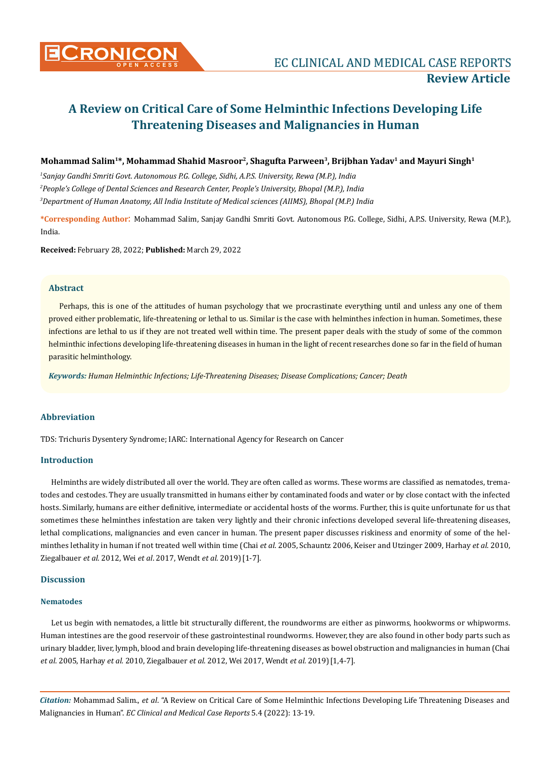**Review Article**

# A Review on Critical Care of Some Helminthic Infections Developing Life Threatening Diseases and Malignancies in Human

**Mohammad Salim[1]\*, Mohammad Shahid Masroor[2], Shagufta Parween[3], Brijbhan Yadav[1] and Mayuri Singh[1]**

*[1]Sanjay Gandhi Smriti Govt. Autonomous P.G. College, Sidhi, A.P.S. University, Rewa (M.P.), India*

*[2]People's College of Dental Sciences and Research Center, People's University, Bhopal (M.P.), India*

*[3]Department of Human Anatomy, All India Institute of Medical sciences (AIIMS), Bhopal (M.P.) India*

**\*Corresponding Author**: Mohammad Salim, Sanjay Gandhi Smriti Govt. Autonomous P.G. College, Sidhi, A.P.S. University, Rewa (M.P.), India.

**Received:** February 28, 2022; **Published:** March 29, 2022

## Abstract

Perhaps, this is one of the attitudes of human psychology that we procrastinate everything until and unless any one of them proved either problematic, life-threatening or lethal to us. Similar is the case with helminthes infection in human. Sometimes, these infections are lethal to us if they are not treated well within time. The present paper deals with the study of some of the common helminthic infections developing life-threatening diseases in human in the light of recent researches done so far in the field of human parasitic helminthology.

***Keywords:*** *Human Helminthic Infections; Life-Threatening Diseases; Disease Complications; Cancer; Death*

## Abbreviation

TDS: Trichuris Dysentery Syndrome; IARC: International Agency for Research on Cancer

## Introduction

Helminths are widely distributed all over the world. They are often called as worms. These worms are classified as nematodes, trematodes and cestodes. They are usually transmitted in humans either by contaminated foods and water or by close contact with the infected hosts. Similarly, humans are either definitive, intermediate or accidental hosts of the worms. Further, this is quite unfortunate for us that sometimes these helminthes infestation are taken very lightly and their chronic infections developed several life-threatening diseases, lethal complications, malignancies and even cancer in human. The present paper discusses riskiness and enormity of some of the helminthes lethality in human if not treated well within time (Chai *et al*. 2005, Schauntz 2006, Keiser and Utzinger 2009, Harhay *et al*. 2010, Ziegalbauer *et al*. 2012, Wei *et al*. 2017, Wendt *et al*. 2019) [1-7].

## Discussion

### Nematodes

Let us begin with nematodes, a little bit structurally different, the roundworms are either as pinworms, hookworms or whipworms. Human intestines are the good reservoir of these gastrointestinal roundworms. However, they are also found in other body parts such as urinary bladder, liver, lymph, blood and brain developing life-threatening diseases as bowel obstruction and malignancies in human (Chai *et al*. 2005, Harhay *et al*. 2010, Ziegalbauer *et al*. 2012, Wei 2017, Wendt *et al*. 2019) [1,4-7].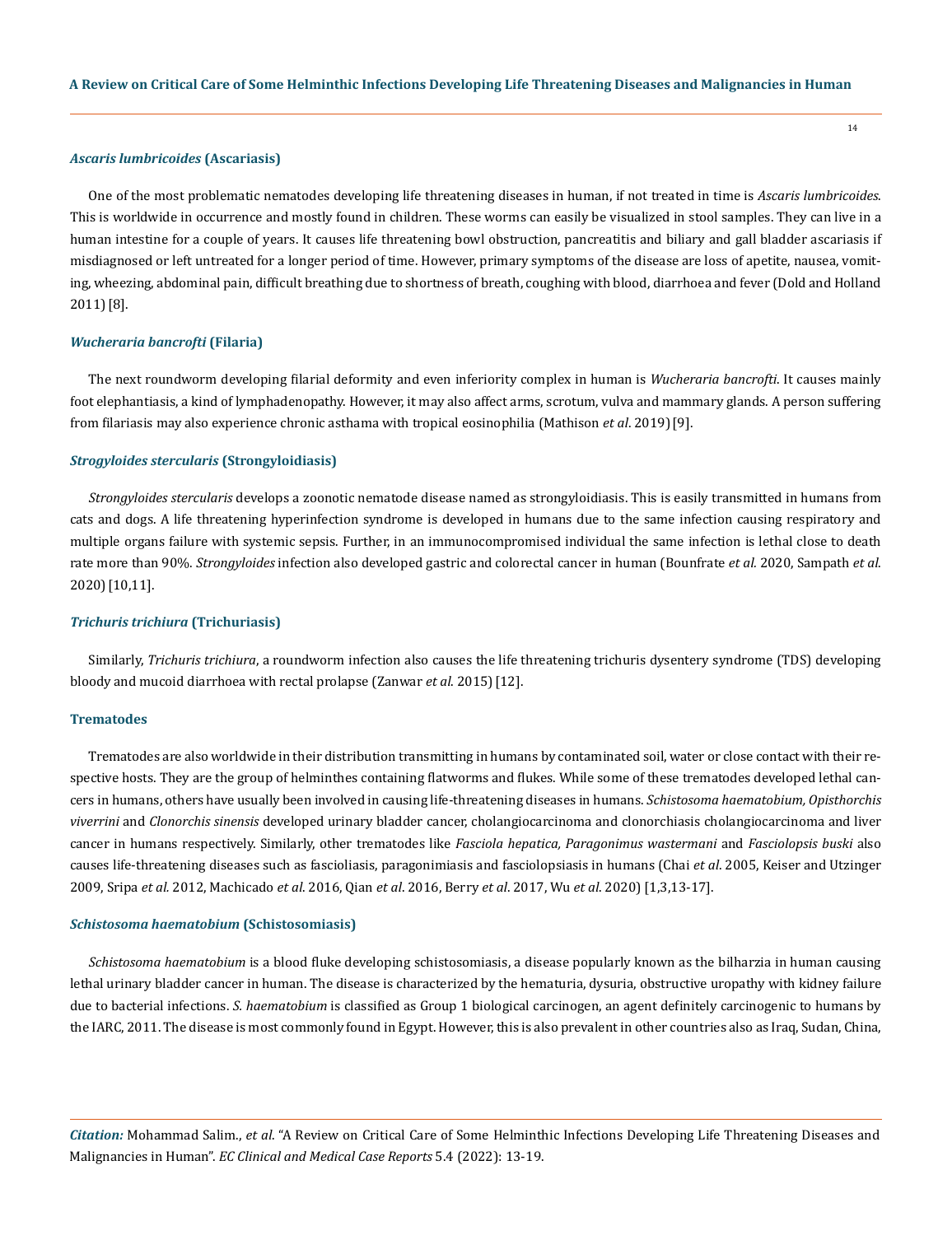### *Ascaris lumbricoides* (Ascariasis)

One of the most problematic nematodes developing life threatening diseases in human, if not treated in time is *Ascaris lumbricoides*. This is worldwide in occurrence and mostly found in children. These worms can easily be visualized in stool samples. They can live in a human intestine for a couple of years. It causes life threatening bowl obstruction, pancreatitis and biliary and gall bladder ascariasis if misdiagnosed or left untreated for a longer period of time. However, primary symptoms of the disease are loss of apetite, nausea, vomiting, wheezing, abdominal pain, difficult breathing due to shortness of breath, coughing with blood, diarrhoea and fever (Dold and Holland 2011) [8].

### *Wucheraria bancrofti* (Filaria)

The next roundworm developing filarial deformity and even inferiority complex in human is *Wucheraria bancrofti*. It causes mainly foot elephantiasis, a kind of lymphadenopathy. However, it may also affect arms, scrotum, vulva and mammary glands. A person suffering from filariasis may also experience chronic asthama with tropical eosinophilia (Mathison *et al*. 2019) [9].

### *Strogyloides stercularis* (Strongyloidiasis)

*Strongyloides stercularis* develops a zoonotic nematode disease named as strongyloidiasis. This is easily transmitted in humans from cats and dogs. A life threatening hyperinfection syndrome is developed in humans due to the same infection causing respiratory and multiple organs failure with systemic sepsis. Further, in an immunocompromised individual the same infection is lethal close to death rate more than 90%. *Strongyloides* infection also developed gastric and colorectal cancer in human (Bounfrate *et al.* 2020, Sampath *et al.* 2020) [10,11].

### *Trichuris trichiura* (Trichuriasis)

Similarly, *Trichuris trichiura*, a roundworm infection also causes the life threatening trichuris dysentery syndrome (TDS) developing bloody and mucoid diarrhoea with rectal prolapse (Zanwar *et al.* 2015) [12].

### Trematodes

Trematodes are also worldwide in their distribution transmitting in humans by contaminated soil, water or close contact with their respective hosts. They are the group of helminthes containing flatworms and flukes. While some of these trematodes developed lethal cancers in humans, others have usually been involved in causing life-threatening diseases in humans. *Schistosoma haematobium, Opisthorchis viverrini* and *Clonorchis sinensis* developed urinary bladder cancer, cholangiocarcinoma and clonorchiasis cholangiocarcinoma and liver cancer in humans respectively. Similarly, other trematodes like *Fasciola hepatica, Paragonimus wastermani* and *Fasciolopsis buski* also causes life-threatening diseases such as fascioliasis, paragonimiasis and fasciolopsiasis in humans (Chai *et al*. 2005, Keiser and Utzinger 2009, Sripa *et al.* 2012, Machicado *et al*. 2016, Qian *et al*. 2016, Berry *et al.* 2017, Wu *et al*. 2020) [1,3,13-17].

### *Schistosoma haematobium* (Schistosomiasis)

*Schistosoma haematobium* is a blood fluke developing schistosomiasis, a disease popularly known as the bilharzia in human causing lethal urinary bladder cancer in human. The disease is characterized by the hematuria, dysuria, obstructive uropathy with kidney failure due to bacterial infections. *S. haematobium* is classified as Group 1 biological carcinogen, an agent definitely carcinogenic to humans by the IARC, 2011. The disease is most commonly found in Egypt. However, this is also prevalent in other countries also as Iraq, Sudan, China,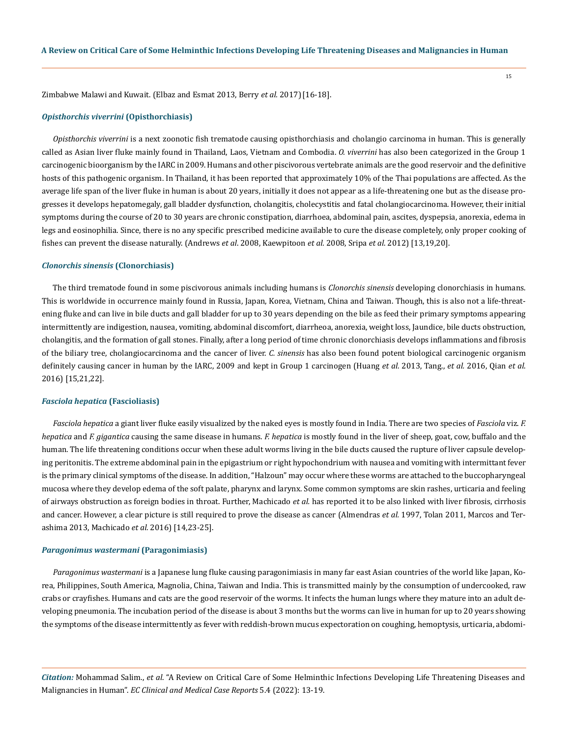Zimbabwe Malawi and Kuwait. (Elbaz and Esmat 2013, Berry *et al.* 2017) [16-18].

### *Opisthorchis viverrini* (Opisthorchiasis)

*Opisthorchis viverrini* is a next zoonotic fish trematode causing opisthorchiasis and cholangio carcinoma in human. This is generally called as Asian liver fluke mainly found in Thailand, Laos, Vietnam and Combodia. *O. viverrini* has also been categorized in the Group 1 carcinogenic bioorganism by the IARC in 2009. Humans and other piscivorous vertebrate animals are the good reservoir and the definitive hosts of this pathogenic organism. In Thailand, it has been reported that approximately 10% of the Thai populations are affected. As the average life span of the liver fluke in human is about 20 years, initially it does not appear as a life-threatening one but as the disease progresses it develops hepatomegaly, gall bladder dysfunction, cholangitis, cholecystitis and fatal cholangiocarcinoma. However, their initial symptoms during the course of 20 to 30 years are chronic constipation, diarrhoea, abdominal pain, ascites, dyspepsia, anorexia, edema in legs and eosinophilia. Since, there is no any specific prescribed medicine available to cure the disease completely, only proper cooking of fishes can prevent the disease naturally. (Andrews *et al*. 2008, Kaewpitoon *et al*. 2008, Sripa *et al*. 2012) [13,19,20].

### *Clonorchis sinensis* (Clonorchiasis)

The third trematode found in some piscivorous animals including humans is *Clonorchis sinensis* developing clonorchiasis in humans. This is worldwide in occurrence mainly found in Russia, Japan, Korea, Vietnam, China and Taiwan. Though, this is also not a life-threatening fluke and can live in bile ducts and gall bladder for up to 30 years depending on the bile as feed their primary symptoms appearing intermittently are indigestion, nausea, vomiting, abdominal discomfort, diarrheoa, anorexia, weight loss, Jaundice, bile ducts obstruction, cholangitis, and the formation of gall stones. Finally, after a long period of time chronic clonorchiasis develops inflammations and fibrosis of the biliary tree, cholangiocarcinoma and the cancer of liver. *C. sinensis* has also been found potent biological carcinogenic organism definitely causing cancer in human by the IARC, 2009 and kept in Group 1 carcinogen (Huang *et al*. 2013, Tang., *et al.* 2016, Qian *et al*. 2016) [15,21,22].

### *Fasciola hepatica* (Fascioliasis)

*Fasciola hepatica* a giant liver fluke easily visualized by the naked eyes is mostly found in India. There are two species of *Fasciola* viz. *F. hepatica* and *F. gigantica* causing the same disease in humans. *F. hepatica* is mostly found in the liver of sheep, goat, cow, buffalo and the human. The life threatening conditions occur when these adult worms living in the bile ducts caused the rupture of liver capsule developing peritonitis. The extreme abdominal pain in the epigastrium or right hypochondrium with nausea and vomiting with intermittant fever is the primary clinical symptoms of the disease. In addition, "Halzoun" may occur where these worms are attached to the buccopharyngeal mucosa where they develop edema of the soft palate, pharynx and larynx. Some common symptoms are skin rashes, urticaria and feeling of airways obstruction as foreign bodies in throat. Further, Machicado *et al.* has reported it to be also linked with liver fibrosis, cirrhosis and cancer. However, a clear picture is still required to prove the disease as cancer (Almendras *et al*. 1997, Tolan 2011, Marcos and Terashima 2013, Machicado *et al.* 2016) [14,23-25].

### *Paragonimus wastermani* (Paragonimiasis)

*Paragonimus wastermani* is a Japanese lung fluke causing paragonimiasis in many far east Asian countries of the world like Japan, Korea, Philippines, South America, Magnolia, China, Taiwan and India. This is transmitted mainly by the consumption of undercooked, raw crabs or crayfishes. Humans and cats are the good reservoir of the worms. It infects the human lungs where they mature into an adult developing pneumonia. The incubation period of the disease is about 3 months but the worms can live in human for up to 20 years showing the symptoms of the disease intermittently as fever with reddish-brown mucus expectoration on coughing, hemoptysis, urticaria, abdomi-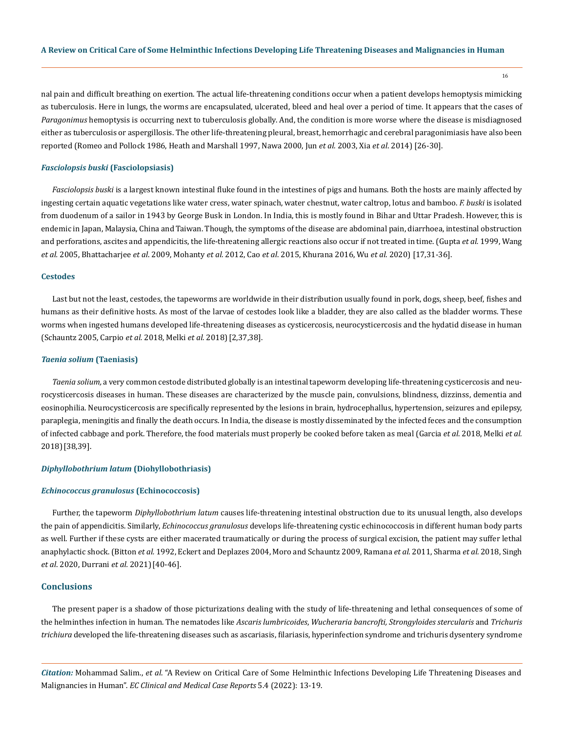nal pain and difficult breathing on exertion. The actual life-threatening conditions occur when a patient develops hemoptysis mimicking as tuberculosis. Here in lungs, the worms are encapsulated, ulcerated, bleed and heal over a period of time. It appears that the cases of *Paragonimus* hemoptysis is occurring next to tuberculosis globally. And, the condition is more worse where the disease is misdiagnosed either as tuberculosis or aspergillosis. The other life-threatening pleural, breast, hemorrhagic and cerebral paragonimiasis have also been reported (Romeo and Pollock 1986, Heath and Marshall 1997, Nawa 2000, Jun *et al.* 2003, Xia *et al*. 2014) [26-30].

### *Fasciolopsis buski* (Fasciolopsiasis)

*Fasciolopsis buski* is a largest known intestinal fluke found in the intestines of pigs and humans. Both the hosts are mainly affected by ingesting certain aquatic vegetations like water cress, water spinach, water chestnut, water caltrop, lotus and bamboo. *F. buski* is isolated from duodenum of a sailor in 1943 by George Busk in London. In India, this is mostly found in Bihar and Uttar Pradesh. However, this is endemic in Japan, Malaysia, China and Taiwan. Though, the symptoms of the disease are abdominal pain, diarrhoea, intestinal obstruction and perforations, ascites and appendicitis, the life-threatening allergic reactions also occur if not treated in time. (Gupta *et al.* 1999, Wang *et al.* 2005, Bhattacharjee *et al*. 2009, Mohanty *et al.* 2012, Cao *et al*. 2015, Khurana 2016, Wu *et al*. 2020) [17,31-36].

### Cestodes

Last but not the least, cestodes, the tapeworms are worldwide in their distribution usually found in pork, dogs, sheep, beef, fishes and humans as their definitive hosts. As most of the larvae of cestodes look like a bladder, they are also called as the bladder worms. These worms when ingested humans developed life-threatening diseases as cysticercosis, neurocysticercosis and the hydatid disease in human (Schauntz 2005, Carpio *et al.* 2018, Melki *et al.* 2018) [2,37,38].

### *Taenia solium* (Taeniasis)

*Taenia solium,* a very common cestode distributed globally is an intestinal tapeworm developing life-threatening cysticercosis and neurocysticercosis diseases in human. These diseases are characterized by the muscle pain, convulsions, blindness, dizzinss, dementia and eosinophilia. Neurocysticercosis are specifically represented by the lesions in brain, hydrocephallus, hypertension, seizures and epilepsy, paraplegia, meningitis and finally the death occurs. In India, the disease is mostly disseminated by the infected feces and the consumption of infected cabbage and pork. Therefore, the food materials must properly be cooked before taken as meal (Garcia *et al*. 2018, Melki *et al.* 2018) [38,39].

### *Diphyllobothrium latum* (Diohyllobothriasis)

### *Echinococcus granulosus* (Echinococcosis)

Further, the tapeworm *Diphyllobothrium latum* causes life-threatening intestinal obstruction due to its unusual length, also develops the pain of appendicitis. Similarly, *Echinococcus granulosus* develops life-threatening cystic echinococcosis in different human body parts as well. Further if these cysts are either macerated traumatically or during the process of surgical excision, the patient may suffer lethal anaphylactic shock. (Bitton *et al.* 1992, Eckert and Deplazes 2004, Moro and Schauntz 2009, Ramana *et al.* 2011, Sharma *et al.* 2018, Singh *et al*. 2020, Durrani *et al.* 2021) [40-46].

## Conclusions

The present paper is a shadow of those picturizations dealing with the study of life-threatening and lethal consequences of some of the helminthes infection in human. The nematodes like *Ascaris lumbricoides*, *Wucheraria bancrofti, Strongyloides stercularis* and *Trichuris trichiura* developed the life-threatening diseases such as ascariasis, filariasis, hyperinfection syndrome and trichuris dysentery syndrome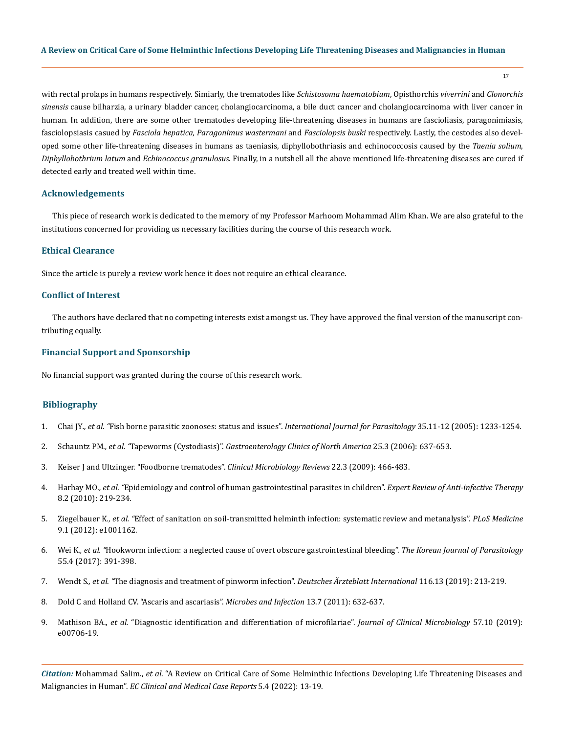with rectal prolaps in humans respectively. Simiarly, the trematodes like *Schistosoma haematobium*, Opisthorchis *viverrini* and *Clonorchis sinensis* cause bilharzia, a urinary bladder cancer, cholangiocarcinoma, a bile duct cancer and cholangiocarcinoma with liver cancer in human. In addition, there are some other trematodes developing life-threatening diseases in humans are fascioliasis, paragonimiasis, fasciolopsiasis casued by *Fasciola hepatica, Paragonimus wastermani* and *Fasciolopsis buski* respectively. Lastly, the cestodes also developed some other life-threatening diseases in humans as taeniasis, diphyllobothriasis and echinococcosis caused by the *Taenia solium*, *Diphyllobothrium latum* and *Echinococcus granulosus*. Finally, in a nutshell all the above mentioned life-threatening diseases are cured if detected early and treated well within time.

## Acknowledgements

This piece of research work is dedicated to the memory of my Professor Marhoom Mohammad Alim Khan. We are also grateful to the institutions concerned for providing us necessary facilities during the course of this research work.

## Ethical Clearance

Since the article is purely a review work hence it does not require an ethical clearance.

## Conflict of Interest

The authors have declared that no competing interests exist amongst us. They have approved the final version of the manuscript contributing equally.

## Financial Support and Sponsorship

No financial support was granted during the course of this research work.

## Bibliography

1. Chai JY., *et al.* "Fish borne parasitic zoonoses: status and issues". *International Journal for Parasitology* 35.11-12 (2005): 1233-1254.
2. Schauntz PM., *et al.* "Tapeworms (Cystodiasis)". *Gastroenterology Clinics of North America* 25.3 (2006): 637-653.
3. Keiser J and Ultzinger. "Foodborne trematodes". *Clinical Microbiology Reviews* 22.3 (2009): 466-483.
4. Harhay MO., *et al.* "Epidemiology and control of human gastrointestinal parasites in children". *Expert Review of Anti-infective Therapy* 8.2 (2010): 219-234.
5. Ziegelbauer K., *et al.* "Effect of sanitation on soil-transmitted helminth infection: systematic review and metanalysis". *PLoS Medicine* 9.1 (2012): e1001162.
6. Wei K., *et al.* "Hookworm infection: a neglected cause of overt obscure gastrointestinal bleeding". *The Korean Journal of Parasitology* 55.4 (2017): 391-398.
7. Wendt S., *et al.* "The diagnosis and treatment of pinworm infection". *Deutsches Ärzteblatt International* 116.13 (2019): 213-219.
8. Dold C and Holland CV. "Ascaris and ascariasis". *Microbes and Infection* 13.7 (2011): 632-637.
9. Mathison BA., *et al.* "Diagnostic identification and differentiation of microfilariae". *Journal of Clinical Microbiology* 57.10 (2019): e00706-19.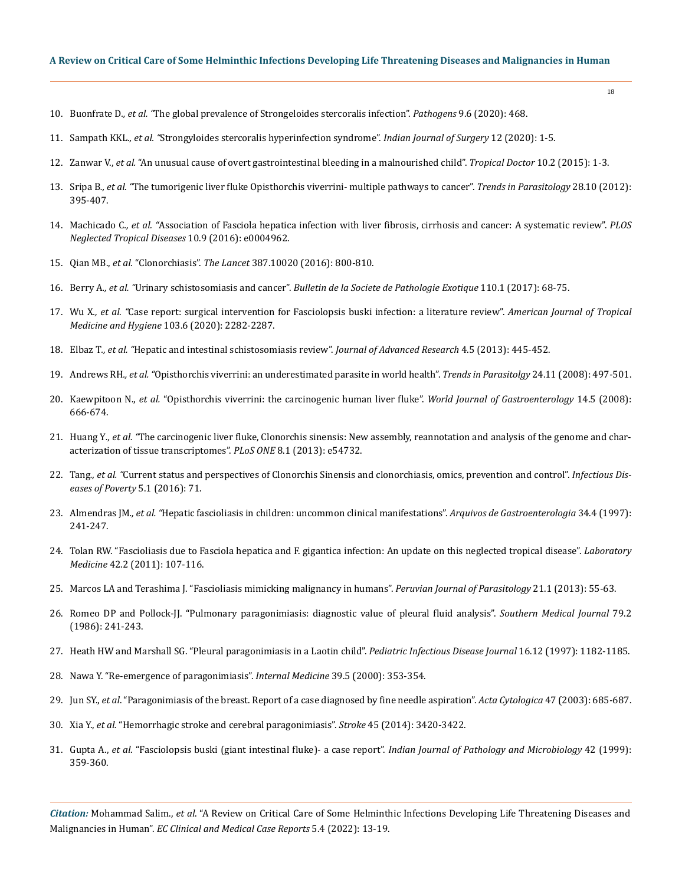10. Buonfrate D., *et al.* "The global prevalence of Strongeloides stercoralis infection". *Pathogens* 9.6 (2020): 468.
11. Sampath KKL., *et al.* "Strongyloides stercoralis hyperinfection syndrome". *Indian Journal of Surgery* 12 (2020): 1-5.
12. Zanwar V., *et al.* "An unusual cause of overt gastrointestinal bleeding in a malnourished child". *Tropical Doctor* 10.2 (2015): 1-3.
13. Sripa B., *et al.* "The tumorigenic liver fluke Opisthorchis viverrini- multiple pathways to cancer". *Trends in Parasitology* 28.10 (2012): 395-407.
14. Machicado C., *et al.* "Association of Fasciola hepatica infection with liver fibrosis, cirrhosis and cancer: A systematic review". *PLOS Neglected Tropical Diseases* 10.9 (2016): e0004962.
15. Qian MB., *et al.* "Clonorchiasis". *The Lancet* 387.10020 (2016): 800-810.
16. Berry A., *et al.* "Urinary schistosomiasis and cancer". *Bulletin de la Societe de Pathologie Exotique* 110.1 (2017): 68-75.
17. Wu X., *et al.* "Case report: surgical intervention for Fasciolopsis buski infection: a literature review". *American Journal of Tropical Medicine and Hygiene* 103.6 (2020): 2282-2287.
18. Elbaz T., *et al.* "Hepatic and intestinal schistosomiasis review". *Journal of Advanced Research* 4.5 (2013): 445-452.
19. Andrews RH., *et al.* "Opisthorchis viverrini: an underestimated parasite in world health". *Trends in Parasitolgy* 24.11 (2008): 497-501.
20. Kaewpitoon N., *et al.* "Opisthorchis viverrini: the carcinogenic human liver fluke". *World Journal of Gastroenterology* 14.5 (2008): 666-674.
21. Huang Y., *et al.* "The carcinogenic liver fluke, Clonorchis sinensis: New assembly, reannotation and analysis of the genome and characterization of tissue transcriptomes". *PLoS ONE* 8.1 (2013): e54732.
22. Tang., *et al.* "Current status and perspectives of Clonorchis Sinensis and clonorchiasis, omics, prevention and control". *Infectious Diseases of Poverty* 5.1 (2016): 71.
23. Almendras JM., *et al.* "Hepatic fascioliasis in children: uncommon clinical manifestations". *Arquivos de Gastroenterologia* 34.4 (1997): 241-247.
24. Tolan RW. "Fascioliasis due to Fasciola hepatica and F. gigantica infection: An update on this neglected tropical disease". *Laboratory Medicine* 42.2 (2011): 107-116.
25. Marcos LA and Terashima J. "Fascioliasis mimicking malignancy in humans". *Peruvian Journal of Parasitology* 21.1 (2013): 55-63.
26. Romeo DP and Pollock-JJ. "Pulmonary paragonimiasis: diagnostic value of pleural fluid analysis". *Southern Medical Journal* 79.2 (1986): 241-243.
27. Heath HW and Marshall SG. "Pleural paragonimiasis in a Laotin child". *Pediatric Infectious Disease Journal* 16.12 (1997): 1182-1185.
28. Nawa Y. "Re-emergence of paragonimiasis". *Internal Medicine* 39.5 (2000): 353-354.
29. Jun SY., *et al*. "Paragonimiasis of the breast. Report of a case diagnosed by fine needle aspiration". *Acta Cytologica* 47 (2003): 685-687.
30. Xia Y., *et al.* "Hemorrhagic stroke and cerebral paragonimiasis". *Stroke* 45 (2014): 3420-3422.
31. Gupta A., *et al.* "Fasciolopsis buski (giant intestinal fluke)- a case report". *Indian Journal of Pathology and Microbiology* 42 (1999): 359-360.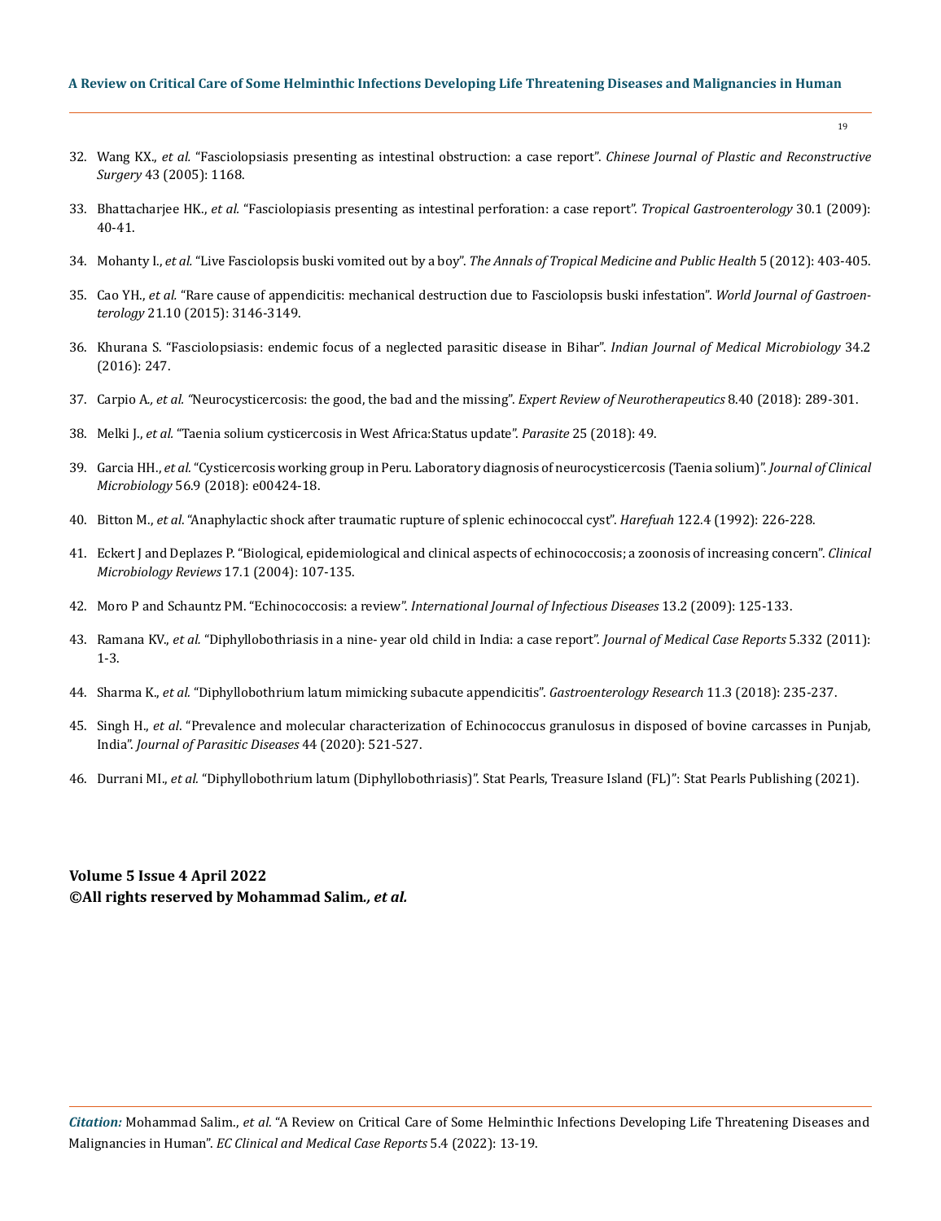32. Wang KX., *et al.* "Fasciolopsiasis presenting as intestinal obstruction: a case report". *Chinese Journal of Plastic and Reconstructive Surgery* 43 (2005): 1168.

33. Bhattacharjee HK., *et al.* "Fasciolopiasis presenting as intestinal perforation: a case report". *Tropical Gastroenterology* 30.1 (2009): 40-41.

34. Mohanty I., *et al.* "Live Fasciolopsis buski vomited out by a boy". *The Annals of Tropical Medicine and Public Health* 5 (2012): 403-405.

35. Cao YH., *et al.* "Rare cause of appendicitis: mechanical destruction due to Fasciolopsis buski infestation". *World Journal of Gastroenterology* 21.10 (2015): 3146-3149.

36. Khurana S. "Fasciolopsiasis: endemic focus of a neglected parasitic disease in Bihar". *Indian Journal of Medical Microbiology* 34.2 (2016): 247.

37. Carpio A., *et al.* "Neurocysticercosis: the good, the bad and the missing". *Expert Review of Neurotherapeutics* 8.40 (2018): 289-301.

38. Melki J., *et al.* "Taenia solium cysticercosis in West Africa:Status update". *Parasite* 25 (2018): 49.

39. Garcia HH., *et al.* "Cysticercosis working group in Peru. Laboratory diagnosis of neurocysticercosis (Taenia solium)". *Journal of Clinical Microbiology* 56.9 (2018): e00424-18.

40. Bitton M., *et al.* "Anaphylactic shock after traumatic rupture of splenic echinococcal cyst". *Harefuah* 122.4 (1992): 226-228.

41. Eckert J and Deplazes P. "Biological, epidemiological and clinical aspects of echinococcosis; a zoonosis of increasing concern". *Clinical Microbiology Reviews* 17.1 (2004): 107-135.

42. Moro P and Schauntz PM. "Echinococcosis: a review". *International Journal of Infectious Diseases* 13.2 (2009): 125-133.

43. Ramana KV., *et al.* "Diphyllobothriasis in a nine- year old child in India: a case report". *Journal of Medical Case Reports* 5.332 (2011): 1-3.

44. Sharma K., *et al.* "Diphyllobothrium latum mimicking subacute appendicitis". *Gastroenterology Research* 11.3 (2018): 235-237.

45. Singh H., *et al.* "Prevalence and molecular characterization of Echinococcus granulosus in disposed of bovine carcasses in Punjab, India". *Journal of Parasitic Diseases* 44 (2020): 521-527.

46. Durrani MI., *et al.* "Diphyllobothrium latum (Diphyllobothriasis)". Stat Pearls, Treasure Island (FL)": Stat Pearls Publishing (2021).

**Volume 5 Issue 4 April 2022**
**©All rights reserved by Mohammad Salim., *et al.***